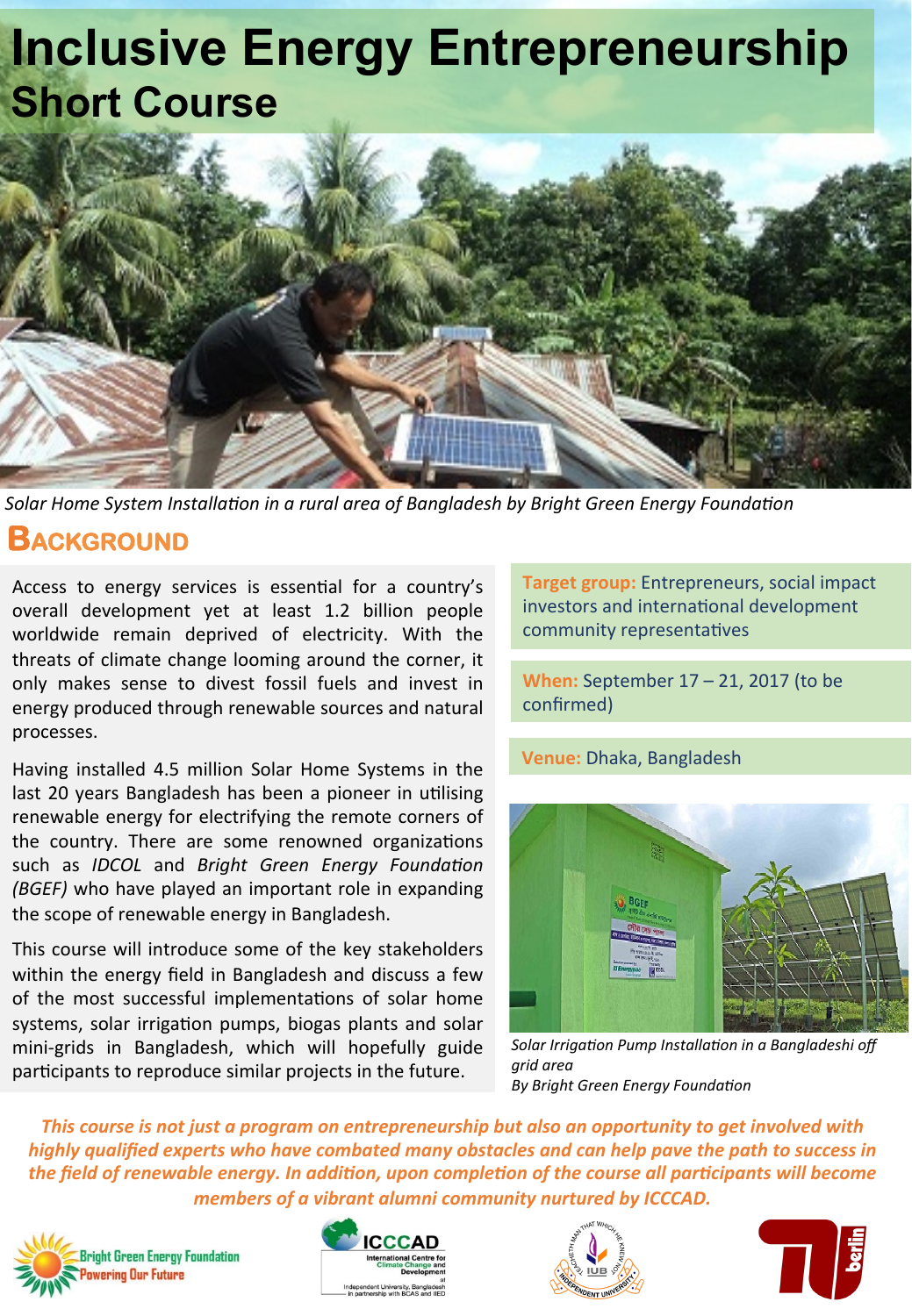# Inclusive Energy Entrepreneurship
## Short Course

*Solar Home System Installation in a rural area of Bangladesh by Bright Green Energy Foundation*

## Background

Access to energy services is essential for a country's overall development yet at least 1.2 billion people worldwide remain deprived of electricity. With the threats of climate change looming around the corner, it only makes sense to divest fossil fuels and invest in energy produced through renewable sources and natural processes.

Having installed 4.5 million Solar Home Systems in the last 20 years Bangladesh has been a pioneer in utilising renewable energy for electrifying the remote corners of the country. There are some renowned organizations such as *IDCOL* and *Bright Green Energy Foundation (BGEF)* who have played an important role in expanding the scope of renewable energy in Bangladesh.

This course will introduce some of the key stakeholders within the energy field in Bangladesh and discuss a few of the most successful implementations of solar home systems, solar irrigation pumps, biogas plants and solar mini-grids in Bangladesh, which will hopefully guide participants to reproduce similar projects in the future.

**Target group:** Entrepreneurs, social impact investors and international development community representatives

**When:** September 17 – 21, 2017 (to be confirmed)

**Venue:** Dhaka, Bangladesh

*Solar Irrigation Pump Installation in a Bangladeshi off grid area*
*By Bright Green Energy Foundation*

***This course is not just a program on entrepreneurship but also an opportunity to get involved with highly qualified experts who have combated many obstacles and can help pave the path to success in the field of renewable energy. In addition, upon completion of the course all participants will become members of a vibrant alumni community nurtured by ICCCAD.***

Bright Green Energy Foundation — Powering Our Future

ICCCAD — International Centre for Climate Change and Development at Independent University, Bangladesh in partnership with BCAS and IIED

IUB — Independent University

TU berlin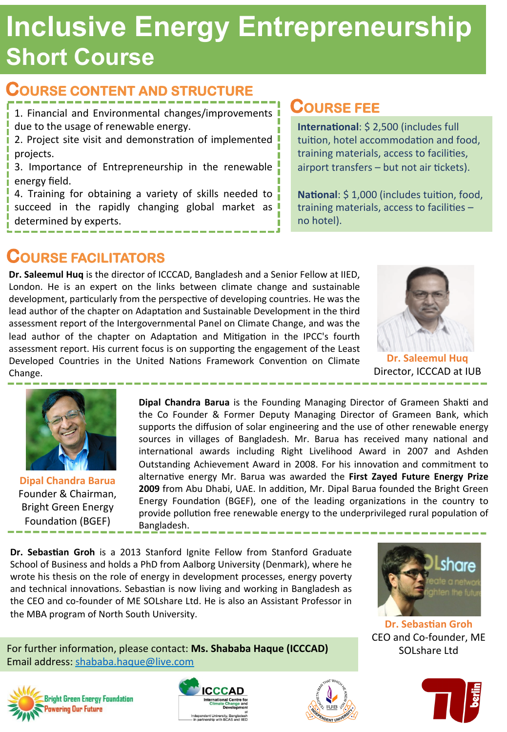# Inclusive Energy Entrepreneurship
## Short Course

## Course Content and Structure

1. Financial and Environmental changes/improvements due to the usage of renewable energy.
2. Project site visit and demonstration of implemented projects.
3. Importance of Entrepreneurship in the renewable energy field.
4. Training for obtaining a variety of skills needed to succeed in the rapidly changing global market as determined by experts.

## Course Fee

**International**: $ 2,500 (includes full tuition, hotel accommodation and food, training materials, access to facilities, airport transfers – but not air tickets).

**National**: $ 1,000 (includes tuition, food, training materials, access to facilities – no hotel).

## Course Facilitators

**Dr. Saleemul Huq** is the director of ICCCAD, Bangladesh and a Senior Fellow at IIED, London. He is an expert on the links between climate change and sustainable development, particularly from the perspective of developing countries. He was the lead author of the chapter on Adaptation and Sustainable Development in the third assessment report of the Intergovernmental Panel on Climate Change, and was the lead author of the chapter on Adaptation and Mitigation in the IPCC's fourth assessment report. His current focus is on supporting the engagement of the Least Developed Countries in the United Nations Framework Convention on Climate Change.

**Dr. Saleemul Huq**
Director, ICCCAD at IUB

**Dipal Chandra Barua** is the Founding Managing Director of Grameen Shakti and the Co Founder & Former Deputy Managing Director of Grameen Bank, which supports the diffusion of solar engineering and the use of other renewable energy sources in villages of Bangladesh. Mr. Barua has received many national and international awards including Right Livelihood Award in 2007 and Ashden Outstanding Achievement Award in 2008. For his innovation and commitment to alternative energy Mr. Barua was awarded the **First Zayed Future Energy Prize 2009** from Abu Dhabi, UAE. In addition, Mr. Dipal Barua founded the Bright Green Energy Foundation (BGEF), one of the leading organizations in the country to provide pollution free renewable energy to the underprivileged rural population of Bangladesh.

**Dipal Chandra Barua**
Founder & Chairman, Bright Green Energy Foundation (BGEF)

**Dr. Sebastian Groh** is a 2013 Stanford Ignite Fellow from Stanford Graduate School of Business and holds a PhD from Aalborg University (Denmark), where he wrote his thesis on the role of energy in development processes, energy poverty and technical innovations. Sebastian is now living and working in Bangladesh as the CEO and co-founder of ME SOLshare Ltd. He is also an Assistant Professor in the MBA program of North South University.

**Dr. Sebastian Groh**
CEO and Co-founder, ME SOLshare Ltd

For further information, please contact: **Ms. Shababa Haque (ICCCAD)**
Email address: shababa.haque@live.com

Bright Green Energy Foundation — Powering Our Future

ICCCAD — International Centre for Climate Change and Development at Independent University, Bangladesh in partnership with BCAS and IIED

IUB — Independent University

TU berlin